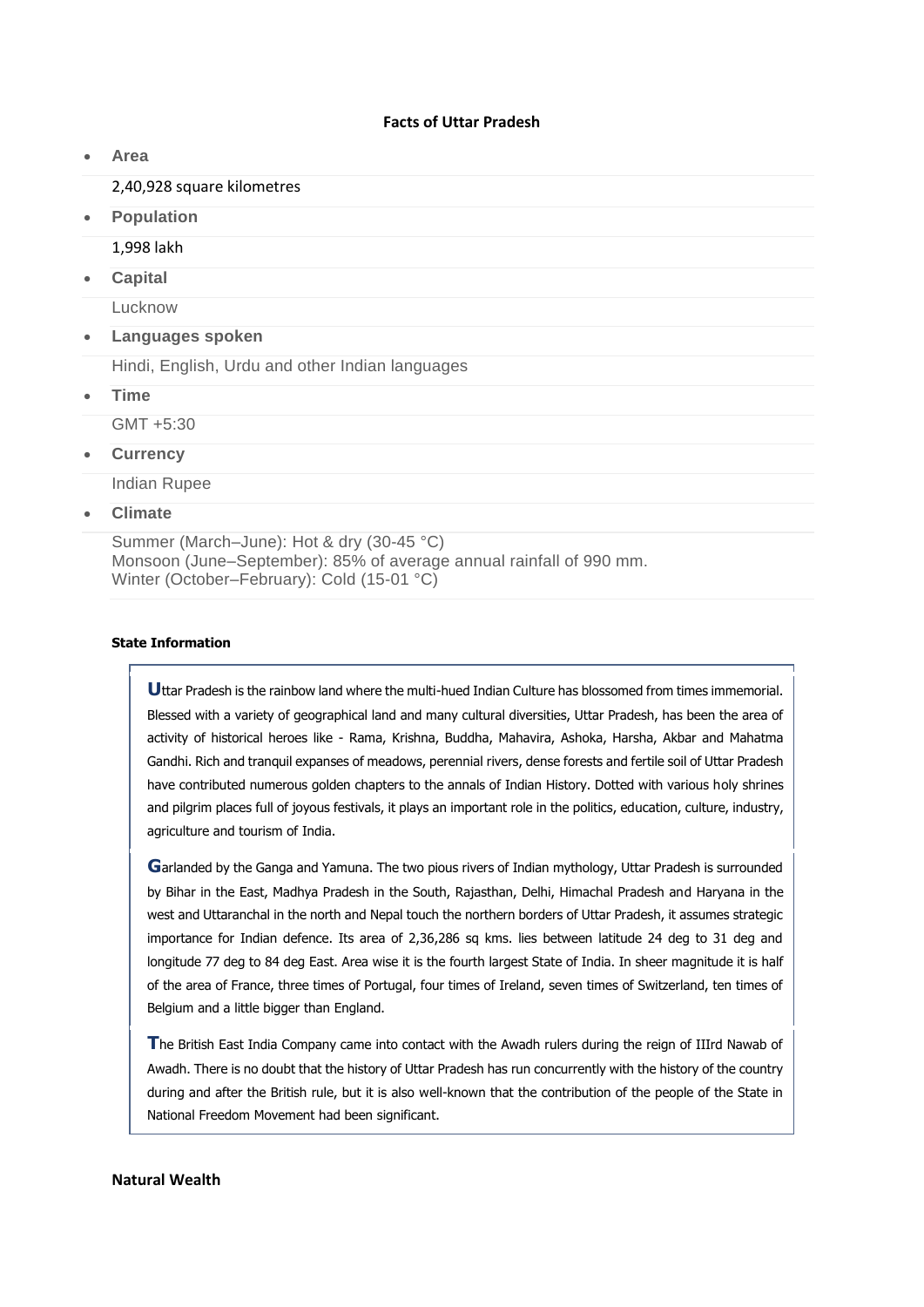**Facts of Uttar Pradesh**

- **Area**

  2,40,928 square kilometres

- **Population**

  1,998 lakh

- **Capital**

  Lucknow

- **Languages spoken**

  Hindi, English, Urdu and other Indian languages

- **Time**

  GMT +5:30

- **Currency**

  Indian Rupee

- **Climate**

  Summer (March–June): Hot & dry (30-45 °C)
  Monsoon (June–September): 85% of average annual rainfall of 990 mm.
  Winter (October–February): Cold (15-01 °C)

**State Information**

**U**ttar Pradesh is the rainbow land where the multi-hued Indian Culture has blossomed from times immemorial. Blessed with a variety of geographical land and many cultural diversities, Uttar Pradesh, has been the area of activity of historical heroes like - Rama, Krishna, Buddha, Mahavira, Ashoka, Harsha, Akbar and Mahatma Gandhi. Rich and tranquil expanses of meadows, perennial rivers, dense forests and fertile soil of Uttar Pradesh have contributed numerous golden chapters to the annals of Indian History. Dotted with various holy shrines and pilgrim places full of joyous festivals, it plays an important role in the politics, education, culture, industry, agriculture and tourism of India.

**G**arlanded by the Ganga and Yamuna. The two pious rivers of Indian mythology, Uttar Pradesh is surrounded by Bihar in the East, Madhya Pradesh in the South, Rajasthan, Delhi, Himachal Pradesh and Haryana in the west and Uttaranchal in the north and Nepal touch the northern borders of Uttar Pradesh, it assumes strategic importance for Indian defence. Its area of 2,36,286 sq kms. lies between latitude 24 deg to 31 deg and longitude 77 deg to 84 deg East. Area wise it is the fourth largest State of India. In sheer magnitude it is half of the area of France, three times of Portugal, four times of Ireland, seven times of Switzerland, ten times of Belgium and a little bigger than England.

**T**he British East India Company came into contact with the Awadh rulers during the reign of IIIrd Nawab of Awadh. There is no doubt that the history of Uttar Pradesh has run concurrently with the history of the country during and after the British rule, but it is also well-known that the contribution of the people of the State in National Freedom Movement had been significant.

**Natural Wealth**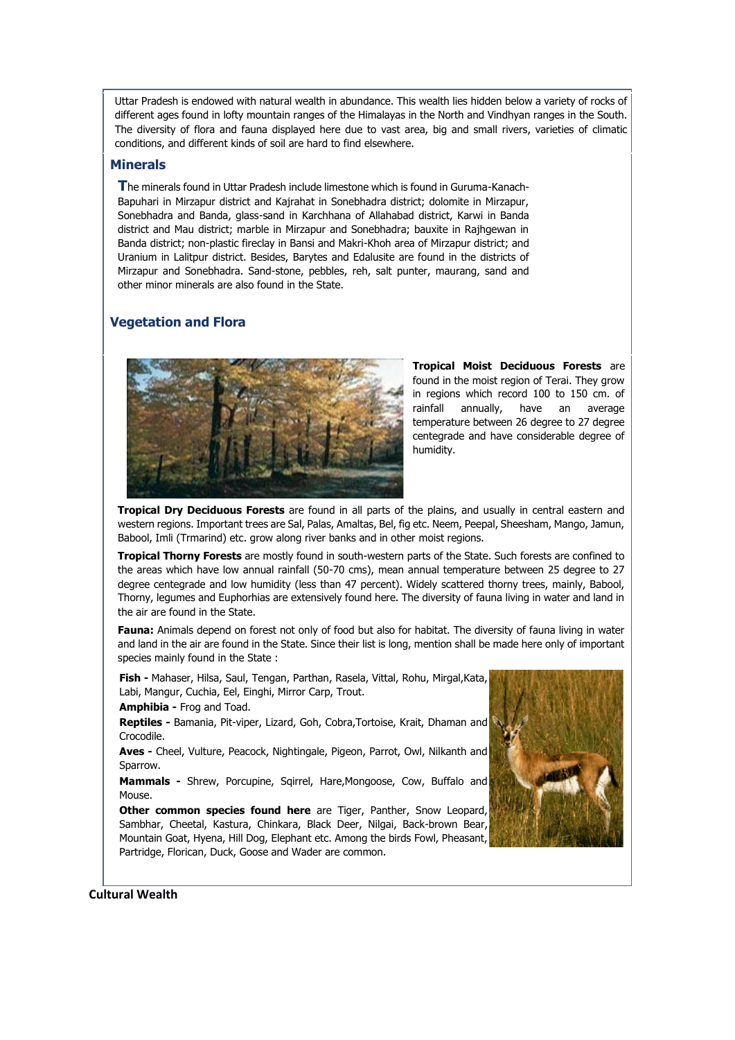Uttar Pradesh is endowed with natural wealth in abundance. This wealth lies hidden below a variety of rocks of different ages found in lofty mountain ranges of the Himalayas in the North and Vindhyan ranges in the South. The diversity of flora and fauna displayed here due to vast area, big and small rivers, varieties of climatic conditions, and different kinds of soil are hard to find elsewhere.

## Minerals

The minerals found in Uttar Pradesh include limestone which is found in Guruma-Kanach-Bapuhari in Mirzapur district and Kajrahat in Sonebhadra district; dolomite in Mirzapur, Sonebhadra and Banda, glass-sand in Karchhana of Allahabad district, Karwi in Banda district and Mau district; marble in Mirzapur and Sonebhadra; bauxite in Rajhgewan in Banda district; non-plastic fireclay in Bansi and Makri-Khoh area of Mirzapur district; and Uranium in Lalitpur district. Besides, Barytes and Edalusite are found in the districts of Mirzapur and Sonebhadra. Sand-stone, pebbles, reh, salt punter, maurang, sand and other minor minerals are also found in the State.

## Vegetation and Flora

**Tropical Moist Deciduous Forests** are found in the moist region of Terai. They grow in regions which record 100 to 150 cm. of rainfall annually, have an average temperature between 26 degree to 27 degree centegrade and have considerable degree of humidity.

**Tropical Dry Deciduous Forests** are found in all parts of the plains, and usually in central eastern and western regions. Important trees are Sal, Palas, Amaltas, Bel, fig etc. Neem, Peepal, Sheesham, Mango, Jamun, Babool, Imli (Trmarind) etc. grow along river banks and in other moist regions.

**Tropical Thorny Forests** are mostly found in south-western parts of the State. Such forests are confined to the areas which have low annual rainfall (50-70 cms), mean annual temperature between 25 degree to 27 degree centegrade and low humidity (less than 47 percent). Widely scattered thorny trees, mainly, Babool, Thorny, legumes and Euphorhias are extensively found here. The diversity of fauna living in water and land in the air are found in the State.

**Fauna:** Animals depend on forest not only of food but also for habitat. The diversity of fauna living in water and land in the air are found in the State. Since their list is long, mention shall be made here only of important species mainly found in the State :

**Fish -** Mahaser, Hilsa, Saul, Tengan, Parthan, Rasela, Vittal, Rohu, Mirgal,Kata, Labi, Mangur, Cuchia, Eel, Einghi, Mirror Carp, Trout.

**Amphibia -** Frog and Toad.

**Reptiles -** Bamania, Pit-viper, Lizard, Goh, Cobra,Tortoise, Krait, Dhaman and Crocodile.

**Aves -** Cheel, Vulture, Peacock, Nightingale, Pigeon, Parrot, Owl, Nilkanth and Sparrow.

**Mammals -** Shrew, Porcupine, Sqirrel, Hare,Mongoose, Cow, Buffalo and Mouse.

**Other common species found here** are Tiger, Panther, Snow Leopard, Sambhar, Cheetal, Kastura, Chinkara, Black Deer, Nilgai, Back-brown Bear, Mountain Goat, Hyena, Hill Dog, Elephant etc. Among the birds Fowl, Pheasant, Partridge, Florican, Duck, Goose and Wader are common.

## Cultural Wealth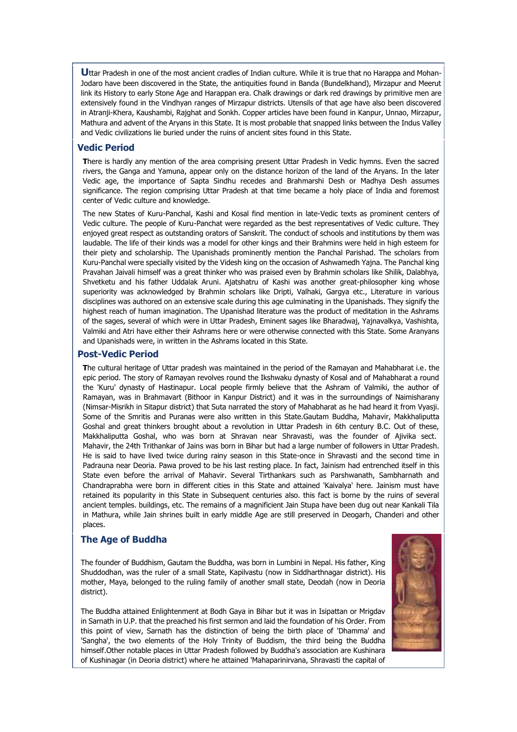**U**ttar Pradesh in one of the most ancient cradles of Indian culture. While it is true that no Harappa and Mohan-Jodaro have been discovered in the State, the antiquities found in Banda (Bundelkhand), Mirzapur and Meerut link its History to early Stone Age and Harappan era. Chalk drawings or dark red drawings by primitive men are extensively found in the Vindhyan ranges of Mirzapur districts. Utensils of that age have also been discovered in Atranji-Khera, Kaushambi, Rajghat and Sonkh. Copper articles have been found in Kanpur, Unnao, Mirzapur, Mathura and advent of the Aryans in this State. It is most probable that snapped links between the Indus Valley and Vedic civilizations lie buried under the ruins of ancient sites found in this State.

## Vedic Period

**T**here is hardly any mention of the area comprising present Uttar Pradesh in Vedic hymns. Even the sacred rivers, the Ganga and Yamuna, appear only on the distance horizon of the land of the Aryans. In the later Vedic age, the importance of Sapta Sindhu recedes and Brahmarshi Desh or Madhya Desh assumes significance. The region comprising Uttar Pradesh at that time became a holy place of India and foremost center of Vedic culture and knowledge.

The new States of Kuru-Panchal, Kashi and Kosal find mention in late-Vedic texts as prominent centers of Vedic culture. The people of Kuru-Panchat were regarded as the best representatives of Vedic culture. They enjoyed great respect as outstanding orators of Sanskrit. The conduct of schools and institutions by them was laudable. The life of their kinds was a model for other kings and their Brahmins were held in high esteem for their piety and scholarship. The Upanishads prominently mention the Panchal Parishad. The scholars from Kuru-Panchal were specially visited by the Videsh king on the occasion of Ashwamedh Yajna. The Panchal king Pravahan Jaivali himself was a great thinker who was praised even by Brahmin scholars like Shilik, Dalabhya, Shvetketu and his father Uddalak Aruni. Ajatshatru of Kashi was another great-philosopher king whose superiority was acknowledged by Brahmin scholars like Dripti, Valhaki, Gargya etc., Literature in various disciplines was authored on an extensive scale during this age culminating in the Upanishads. They signify the highest reach of human imagination. The Upanishad literature was the product of meditation in the Ashrams of the sages, several of which were in Uttar Pradesh, Eminent sages like Bharadwaj, Yajnavalkya, Vashishta, Valmiki and Atri have either their Ashrams here or were otherwise connected with this State. Some Aranyans and Upanishads were, in written in the Ashrams located in this State.

## Post-Vedic Period

**T**he cultural heritage of Uttar pradesh was maintained in the period of the Ramayan and Mahabharat i.e. the epic period. The story of Ramayan revolves round the Ikshwaku dynasty of Kosal and of Mahabharat a round the 'Kuru' dynasty of Hastinapur. Local people firmly believe that the Ashram of Valmiki, the author of Ramayan, was in Brahmavart (Bithoor in Kanpur District) and it was in the surroundings of Naimisharany (Nimsar-Misrikh in Sitapur district) that Suta narrated the story of Mahabharat as he had heard it from Vyasji. Some of the Smritis and Puranas were also written in this State.Gautam Buddha, Mahavir, Makkhaliputta Goshal and great thinkers brought about a revolution in Uttar Pradesh in 6th century B.C. Out of these, Makkhaliputta Goshal, who was born at Shravan near Shravasti, was the founder of Ajivika sect. Mahavir, the 24th Trithankar of Jains was born in Bihar but had a large number of followers in Uttar Pradesh. He is said to have lived twice during rainy season in this State-once in Shravasti and the second time in Padrauna near Deoria. Pawa proved to be his last resting place. In fact, Jainism had entrenched itself in this State even before the arrival of Mahavir. Several Tirthankars such as Parshwanath, Sambharnath and Chandraprabha were born in different cities in this State and attained 'Kaivalya' here. Jainism must have retained its popularity in this State in Subsequent centuries also. this fact is borne by the ruins of several ancient temples. buildings, etc. The remains of a magnificient Jain Stupa have been dug out near Kankali Tila in Mathura, while Jain shrines built in early middle Age are still preserved in Deogarh, Chanderi and other places.

## The Age of Buddha

The founder of Buddhism, Gautam the Buddha, was born in Lumbini in Nepal. His father, King Shuddodhan, was the ruler of a small State, Kapilvastu (now in Siddharthnagar district). His mother, Maya, belonged to the ruling family of another small state, Deodah (now in Deoria district).

The Buddha attained Enlightenment at Bodh Gaya in Bihar but it was in Isipattan or Mrigdav in Sarnath in U.P. that the preached his first sermon and laid the foundation of his Order. From this point of view, Sarnath has the distinction of being the birth place of 'Dhamma' and 'Sangha', the two elements of the Holy Trinity of Buddism, the third being the Buddha himself.Other notable places in Uttar Pradesh followed by Buddha's association are Kushinara of Kushinagar (in Deoria district) where he attained 'Mahaparinirvana, Shravasti the capital of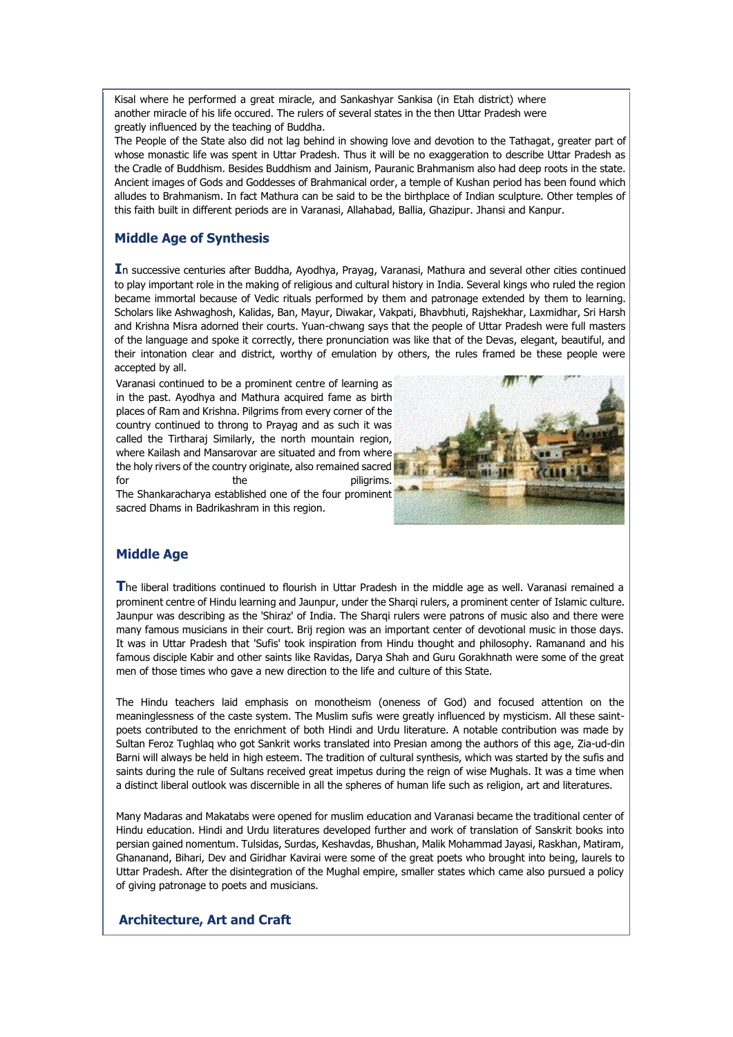Kisal where he performed a great miracle, and Sankashyar Sankisa (in Etah district) where another miracle of his life occured. The rulers of several states in the then Uttar Pradesh were greatly influenced by the teaching of Buddha.

The People of the State also did not lag behind in showing love and devotion to the Tathagat, greater part of whose monastic life was spent in Uttar Pradesh. Thus it will be no exaggeration to describe Uttar Pradesh as the Cradle of Buddhism. Besides Buddhism and Jainism, Pauranic Brahmanism also had deep roots in the state. Ancient images of Gods and Goddesses of Brahmanical order, a temple of Kushan period has been found which alludes to Brahmanism. In fact Mathura can be said to be the birthplace of Indian sculpture. Other temples of this faith built in different periods are in Varanasi, Allahabad, Ballia, Ghazipur. Jhansi and Kanpur.

## Middle Age of Synthesis

In successive centuries after Buddha, Ayodhya, Prayag, Varanasi, Mathura and several other cities continued to play important role in the making of religious and cultural history in India. Several kings who ruled the region became immortal because of Vedic rituals performed by them and patronage extended by them to learning. Scholars like Ashwaghosh, Kalidas, Ban, Mayur, Diwakar, Vakpati, Bhavbhuti, Rajshekhar, Laxmidhar, Sri Harsh and Krishna Misra adorned their courts. Yuan-chwang says that the people of Uttar Pradesh were full masters of the language and spoke it correctly, there pronunciation was like that of the Devas, elegant, beautiful, and their intonation clear and district, worthy of emulation by others, the rules framed be these people were accepted by all.

Varanasi continued to be a prominent centre of learning as in the past. Ayodhya and Mathura acquired fame as birth places of Ram and Krishna. Pilgrims from every corner of the country continued to throng to Prayag and as such it was called the Tirtharaj Similarly, the north mountain region, where Kailash and Mansarovar are situated and from where the holy rivers of the country originate, also remained sacred for the piligrims.

The Shankaracharya established one of the four prominent sacred Dhams in Badrikashram in this region.

## Middle Age

The liberal traditions continued to flourish in Uttar Pradesh in the middle age as well. Varanasi remained a prominent centre of Hindu learning and Jaunpur, under the Sharqi rulers, a prominent center of Islamic culture. Jaunpur was describing as the 'Shiraz' of India. The Sharqi rulers were patrons of music also and there were many famous musicians in their court. Brij region was an important center of devotional music in those days. It was in Uttar Pradesh that 'Sufis' took inspiration from Hindu thought and philosophy. Ramanand and his famous disciple Kabir and other saints like Ravidas, Darya Shah and Guru Gorakhnath were some of the great men of those times who gave a new direction to the life and culture of this State.

The Hindu teachers laid emphasis on monotheism (oneness of God) and focused attention on the meaninglessness of the caste system. The Muslim sufis were greatly influenced by mysticism. All these saint-poets contributed to the enrichment of both Hindi and Urdu literature. A notable contribution was made by Sultan Feroz Tughlaq who got Sankrit works translated into Presian among the authors of this age, Zia-ud-din Barni will always be held in high esteem. The tradition of cultural synthesis, which was started by the sufis and saints during the rule of Sultans received great impetus during the reign of wise Mughals. It was a time when a distinct liberal outlook was discernible in all the spheres of human life such as religion, art and literatures.

Many Madaras and Makatabs were opened for muslim education and Varanasi became the traditional center of Hindu education. Hindi and Urdu literatures developed further and work of translation of Sanskrit books into persian gained nomentum. Tulsidas, Surdas, Keshavdas, Bhushan, Malik Mohammad Jayasi, Raskhan, Matiram, Ghananand, Bihari, Dev and Giridhar Kavirai were some of the great poets who brought into being, laurels to Uttar Pradesh. After the disintegration of the Mughal empire, smaller states which came also pursued a policy of giving patronage to poets and musicians.

## Architecture, Art and Craft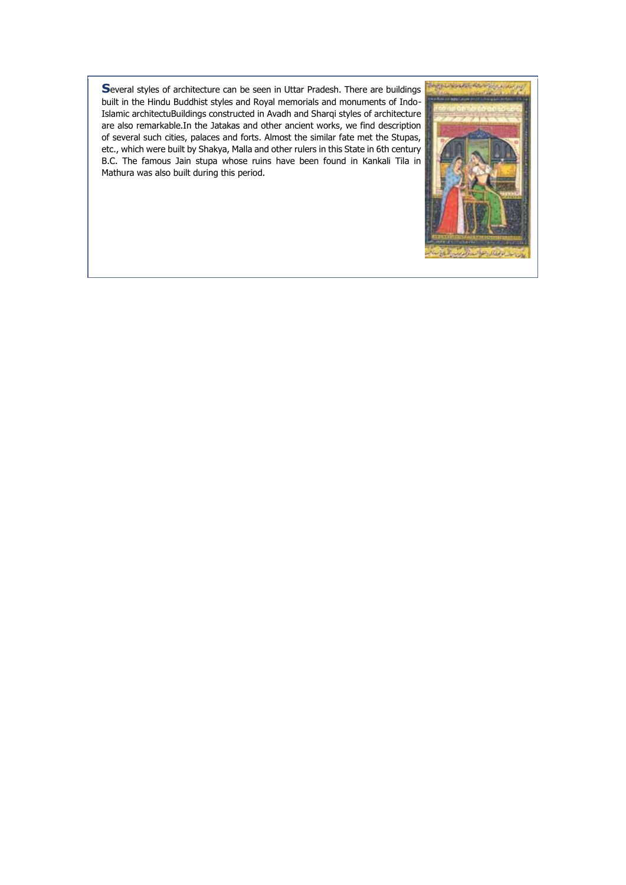Several styles of architecture can be seen in Uttar Pradesh. There are buildings built in the Hindu Buddhist styles and Royal memorials and monuments of Indo-Islamic architectuBuildings constructed in Avadh and Sharqi styles of architecture are also remarkable.In the Jatakas and other ancient works, we find description of several such cities, palaces and forts. Almost the similar fate met the Stupas, etc., which were built by Shakya, Malla and other rulers in this State in 6th century B.C. The famous Jain stupa whose ruins have been found in Kankali Tila in Mathura was also built during this period.